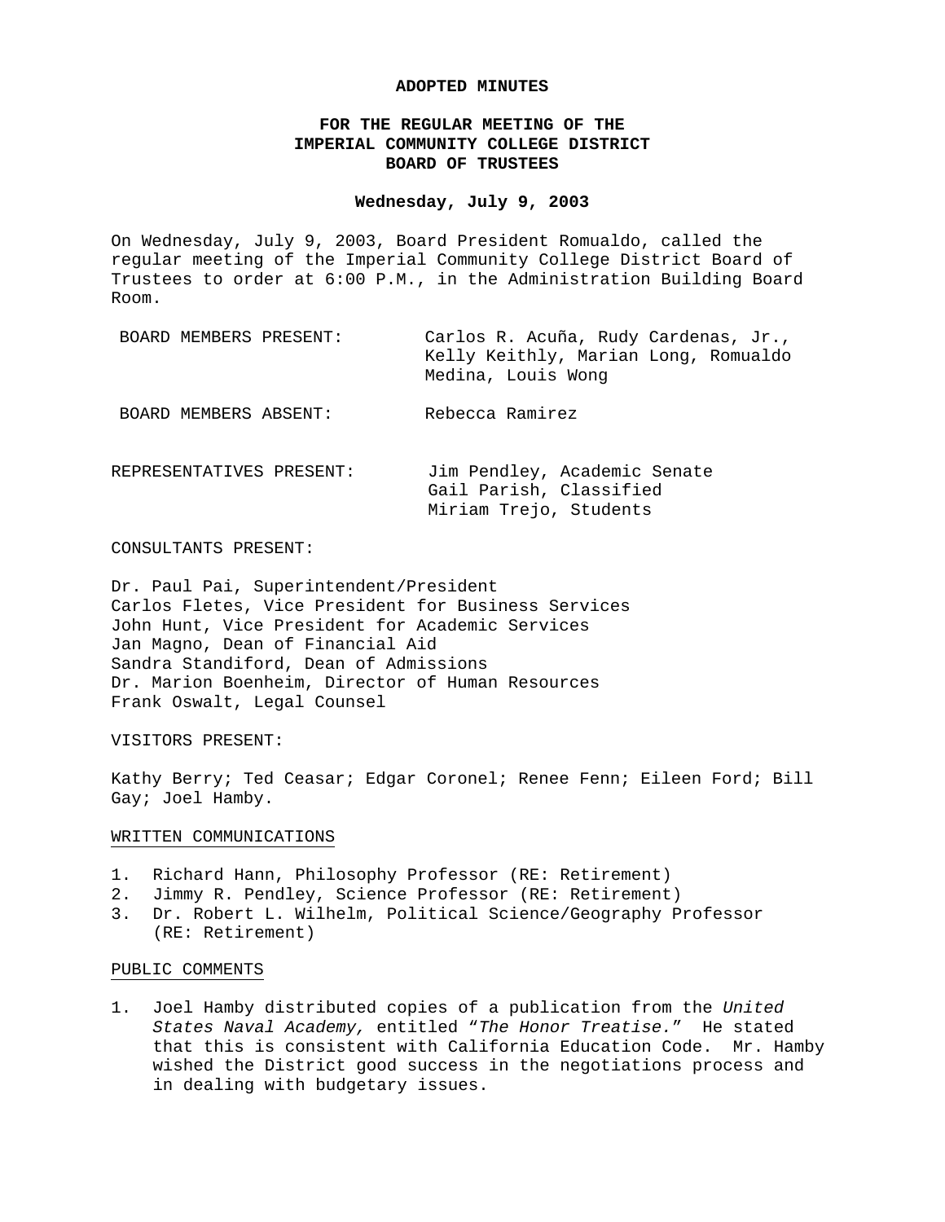**ADOPTED MINUTES**

**FOR THE REGULAR MEETING OF THE IMPERIAL COMMUNITY COLLEGE DISTRICT BOARD OF TRUSTEES**

**Wednesday, July 9, 2003**

On Wednesday, July 9, 2003, Board President Romualdo, called the regular meeting of the Imperial Community College District Board of Trustees to order at 6:00 P.M., in the Administration Building Board Room.

| | |
|---|---|
| BOARD MEMBERS PRESENT: | Carlos R. Acuña, Rudy Cardenas, Jr., Kelly Keithly, Marian Long, Romualdo Medina, Louis Wong |
| BOARD MEMBERS ABSENT: | Rebecca Ramirez |
| REPRESENTATIVES PRESENT: | Jim Pendley, Academic Senate<br>Gail Parish, Classified<br>Miriam Trejo, Students |

CONSULTANTS PRESENT:

Dr. Paul Pai, Superintendent/President
Carlos Fletes, Vice President for Business Services
John Hunt, Vice President for Academic Services
Jan Magno, Dean of Financial Aid
Sandra Standiford, Dean of Admissions
Dr. Marion Boenheim, Director of Human Resources
Frank Oswalt, Legal Counsel

VISITORS PRESENT:

Kathy Berry; Ted Ceasar; Edgar Coronel; Renee Fenn; Eileen Ford; Bill Gay; Joel Hamby.

WRITTEN COMMUNICATIONS

1. Richard Hann, Philosophy Professor (RE: Retirement)
2. Jimmy R. Pendley, Science Professor (RE: Retirement)
3. Dr. Robert L. Wilhelm, Political Science/Geography Professor (RE: Retirement)

PUBLIC COMMENTS

1. Joel Hamby distributed copies of a publication from the *United States Naval Academy,* entitled "*The Honor Treatise.*" He stated that this is consistent with California Education Code. Mr. Hamby wished the District good success in the negotiations process and in dealing with budgetary issues.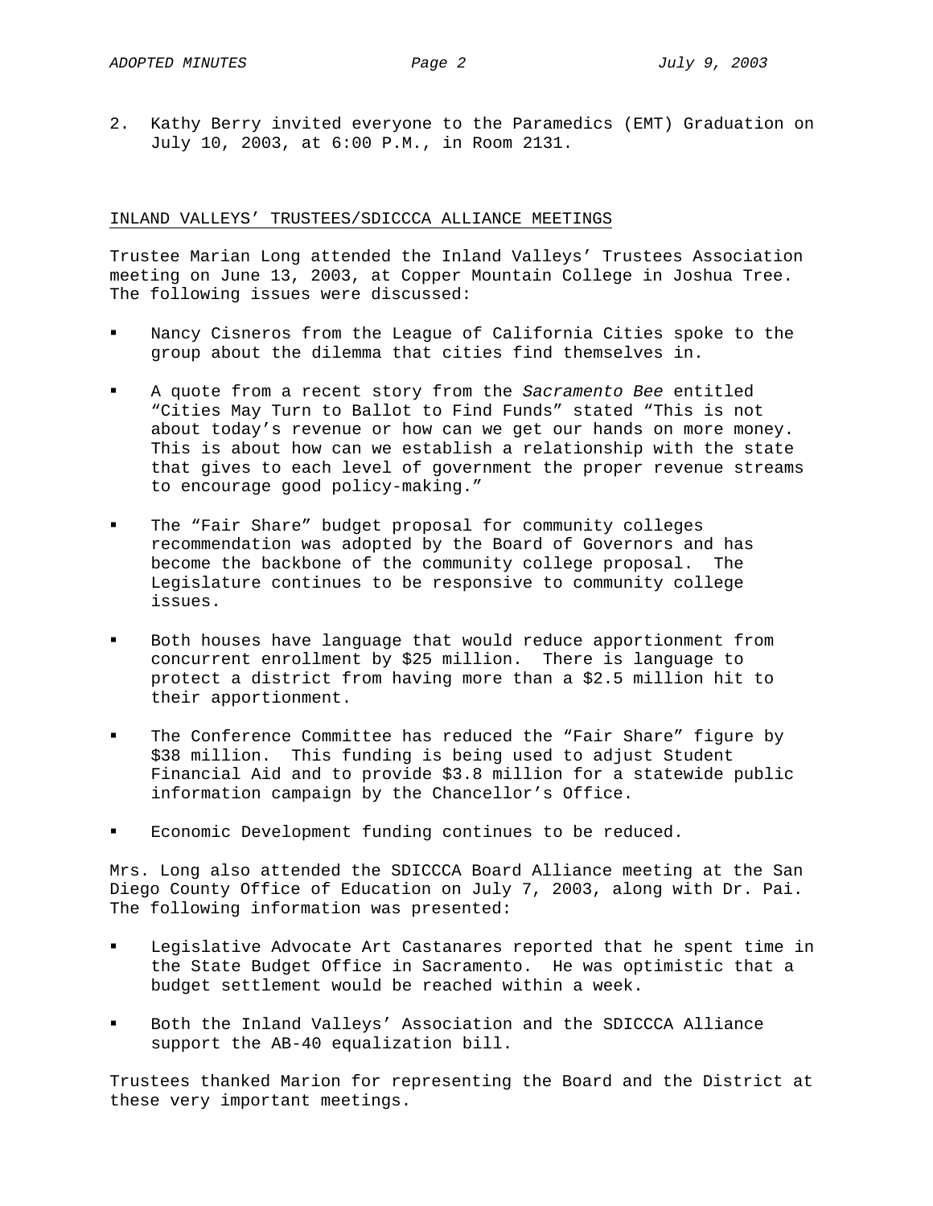2. Kathy Berry invited everyone to the Paramedics (EMT) Graduation on July 10, 2003, at 6:00 P.M., in Room 2131.

INLAND VALLEYS' TRUSTEES/SDICCCA ALLIANCE MEETINGS

Trustee Marian Long attended the Inland Valleys' Trustees Association meeting on June 13, 2003, at Copper Mountain College in Joshua Tree. The following issues were discussed:

- Nancy Cisneros from the League of California Cities spoke to the group about the dilemma that cities find themselves in.
- A quote from a recent story from the *Sacramento Bee* entitled "Cities May Turn to Ballot to Find Funds" stated "This is not about today's revenue or how can we get our hands on more money. This is about how can we establish a relationship with the state that gives to each level of government the proper revenue streams to encourage good policy-making."
- The "Fair Share" budget proposal for community colleges recommendation was adopted by the Board of Governors and has become the backbone of the community college proposal. The Legislature continues to be responsive to community college issues.
- Both houses have language that would reduce apportionment from concurrent enrollment by $25 million. There is language to protect a district from having more than a $2.5 million hit to their apportionment.
- The Conference Committee has reduced the "Fair Share" figure by $38 million. This funding is being used to adjust Student Financial Aid and to provide $3.8 million for a statewide public information campaign by the Chancellor's Office.
- Economic Development funding continues to be reduced.

Mrs. Long also attended the SDICCCA Board Alliance meeting at the San Diego County Office of Education on July 7, 2003, along with Dr. Pai. The following information was presented:

- Legislative Advocate Art Castanares reported that he spent time in the State Budget Office in Sacramento. He was optimistic that a budget settlement would be reached within a week.
- Both the Inland Valleys' Association and the SDICCCA Alliance support the AB-40 equalization bill.

Trustees thanked Marion for representing the Board and the District at these very important meetings.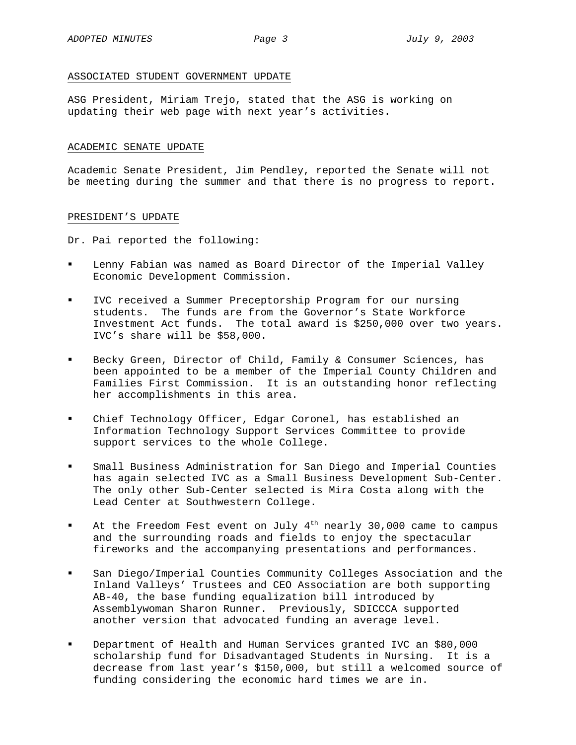## ASSOCIATED STUDENT GOVERNMENT UPDATE

ASG President, Miriam Trejo, stated that the ASG is working on updating their web page with next year's activities.

## ACADEMIC SENATE UPDATE

Academic Senate President, Jim Pendley, reported the Senate will not be meeting during the summer and that there is no progress to report.

## PRESIDENT'S UPDATE

Dr. Pai reported the following:

- Lenny Fabian was named as Board Director of the Imperial Valley Economic Development Commission.
- IVC received a Summer Preceptorship Program for our nursing students. The funds are from the Governor's State Workforce Investment Act funds. The total award is $250,000 over two years. IVC's share will be $58,000.
- Becky Green, Director of Child, Family & Consumer Sciences, has been appointed to be a member of the Imperial County Children and Families First Commission. It is an outstanding honor reflecting her accomplishments in this area.
- Chief Technology Officer, Edgar Coronel, has established an Information Technology Support Services Committee to provide support services to the whole College.
- Small Business Administration for San Diego and Imperial Counties has again selected IVC as a Small Business Development Sub-Center. The only other Sub-Center selected is Mira Costa along with the Lead Center at Southwestern College.
- At the Freedom Fest event on July 4th nearly 30,000 came to campus and the surrounding roads and fields to enjoy the spectacular fireworks and the accompanying presentations and performances.
- San Diego/Imperial Counties Community Colleges Association and the Inland Valleys' Trustees and CEO Association are both supporting AB-40, the base funding equalization bill introduced by Assemblywoman Sharon Runner. Previously, SDICCCA supported another version that advocated funding an average level.
- Department of Health and Human Services granted IVC an $80,000 scholarship fund for Disadvantaged Students in Nursing. It is a decrease from last year's $150,000, but still a welcomed source of funding considering the economic hard times we are in.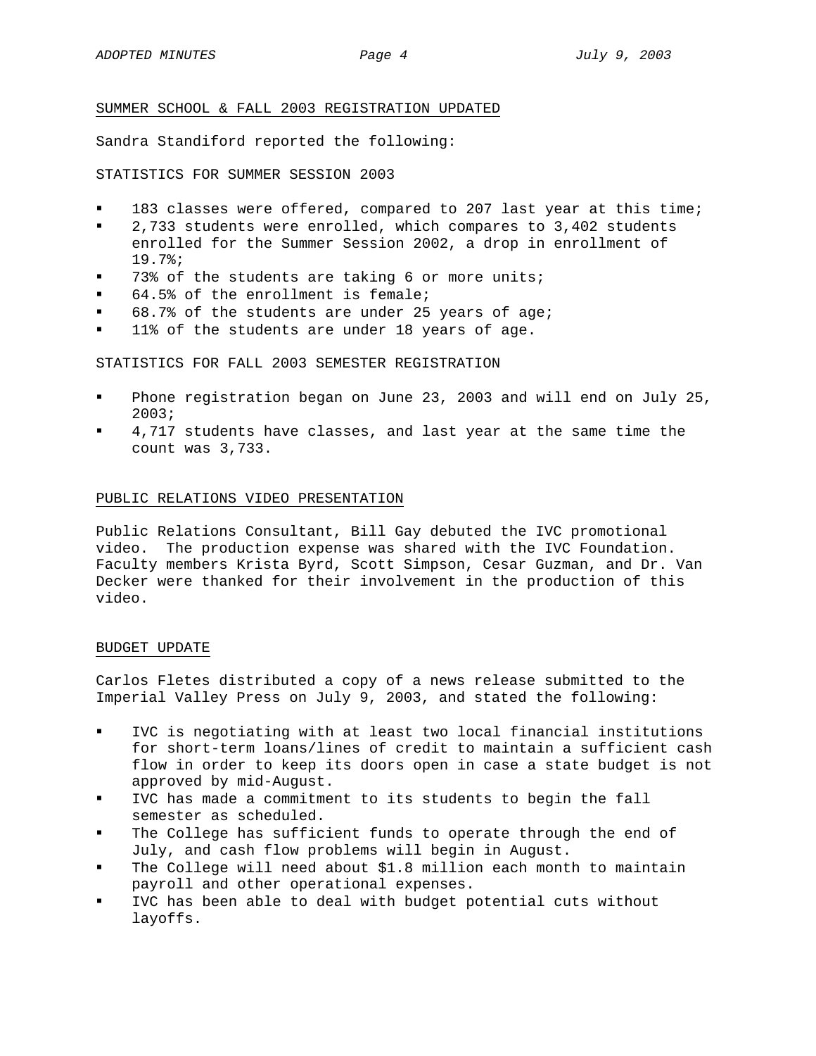## SUMMER SCHOOL & FALL 2003 REGISTRATION UPDATED

Sandra Standiford reported the following:

STATISTICS FOR SUMMER SESSION 2003

- 183 classes were offered, compared to 207 last year at this time;
- 2,733 students were enrolled, which compares to 3,402 students enrolled for the Summer Session 2002, a drop in enrollment of 19.7%;
- 73% of the students are taking 6 or more units;
- 64.5% of the enrollment is female;
- 68.7% of the students are under 25 years of age;
- 11% of the students are under 18 years of age.

STATISTICS FOR FALL 2003 SEMESTER REGISTRATION

- Phone registration began on June 23, 2003 and will end on July 25, 2003;
- 4,717 students have classes, and last year at the same time the count was 3,733.

## PUBLIC RELATIONS VIDEO PRESENTATION

Public Relations Consultant, Bill Gay debuted the IVC promotional video. The production expense was shared with the IVC Foundation. Faculty members Krista Byrd, Scott Simpson, Cesar Guzman, and Dr. Van Decker were thanked for their involvement in the production of this video.

## BUDGET UPDATE

Carlos Fletes distributed a copy of a news release submitted to the Imperial Valley Press on July 9, 2003, and stated the following:

- IVC is negotiating with at least two local financial institutions for short-term loans/lines of credit to maintain a sufficient cash flow in order to keep its doors open in case a state budget is not approved by mid-August.
- IVC has made a commitment to its students to begin the fall semester as scheduled.
- The College has sufficient funds to operate through the end of July, and cash flow problems will begin in August.
- The College will need about $1.8 million each month to maintain payroll and other operational expenses.
- IVC has been able to deal with budget potential cuts without layoffs.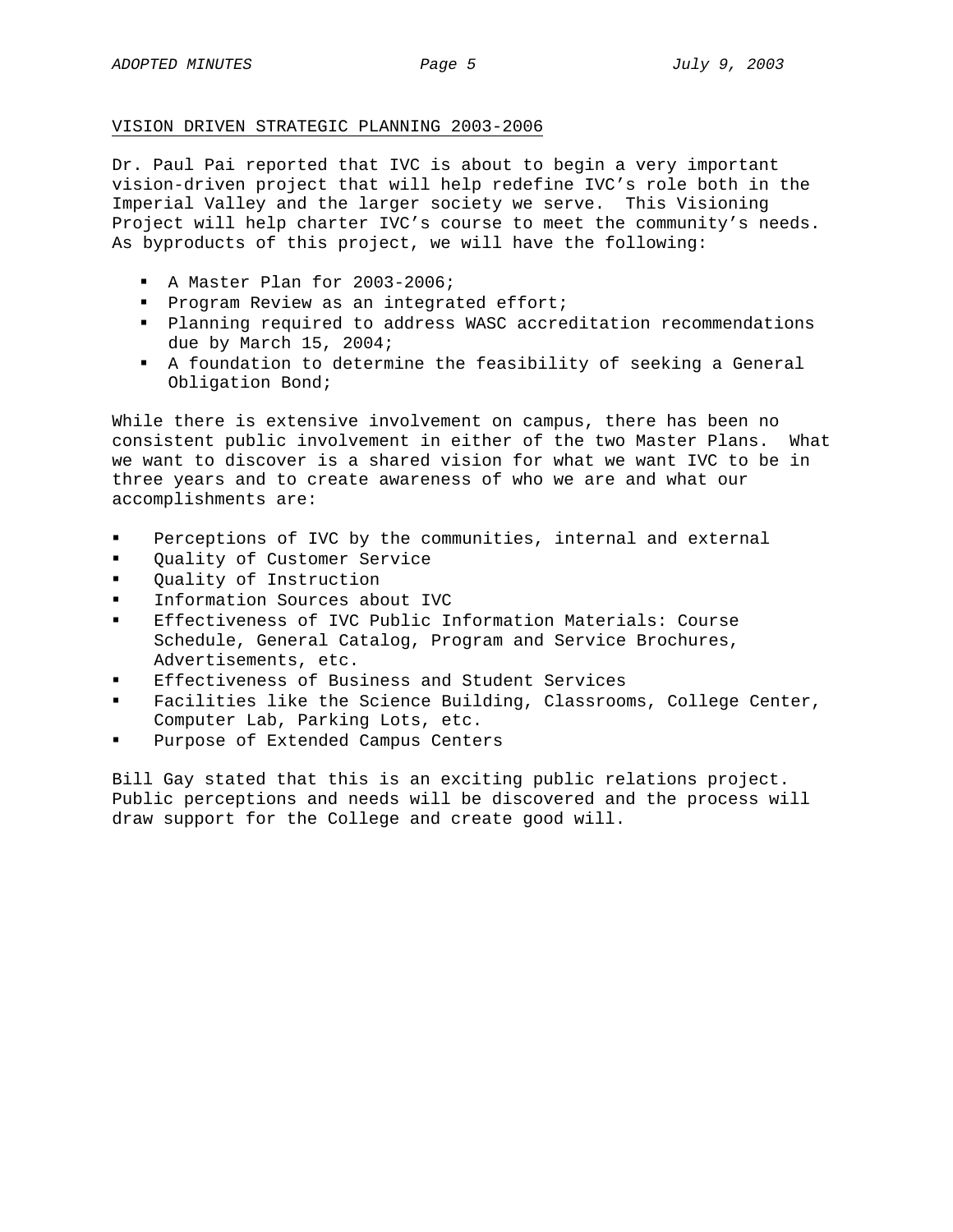VISION DRIVEN STRATEGIC PLANNING 2003-2006

Dr. Paul Pai reported that IVC is about to begin a very important vision-driven project that will help redefine IVC's role both in the Imperial Valley and the larger society we serve. This Visioning Project will help charter IVC's course to meet the community's needs. As byproducts of this project, we will have the following:

- A Master Plan for 2003-2006;
- Program Review as an integrated effort;
- Planning required to address WASC accreditation recommendations due by March 15, 2004;
- A foundation to determine the feasibility of seeking a General Obligation Bond;

While there is extensive involvement on campus, there has been no consistent public involvement in either of the two Master Plans. What we want to discover is a shared vision for what we want IVC to be in three years and to create awareness of who we are and what our accomplishments are:

- Perceptions of IVC by the communities, internal and external
- Quality of Customer Service
- Quality of Instruction
- Information Sources about IVC
- Effectiveness of IVC Public Information Materials: Course Schedule, General Catalog, Program and Service Brochures, Advertisements, etc.
- Effectiveness of Business and Student Services
- Facilities like the Science Building, Classrooms, College Center, Computer Lab, Parking Lots, etc.
- Purpose of Extended Campus Centers

Bill Gay stated that this is an exciting public relations project. Public perceptions and needs will be discovered and the process will draw support for the College and create good will.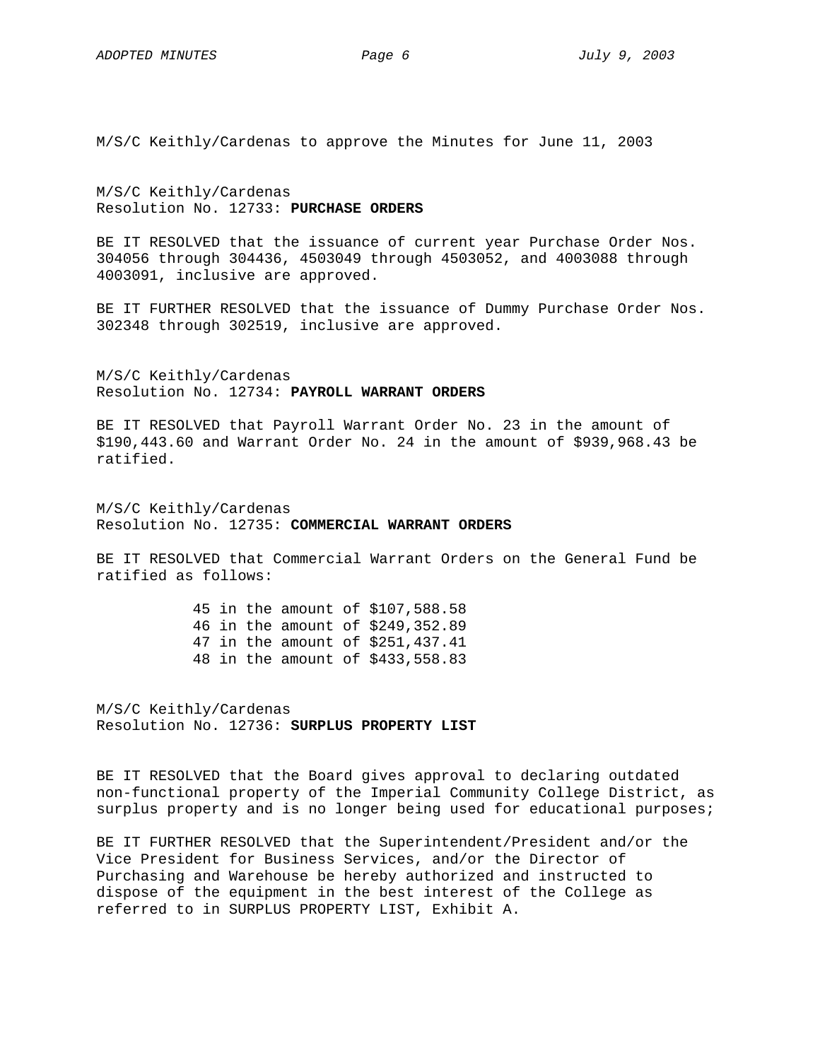M/S/C Keithly/Cardenas to approve the Minutes for June 11, 2003

M/S/C Keithly/Cardenas
Resolution No. 12733: **PURCHASE ORDERS**

BE IT RESOLVED that the issuance of current year Purchase Order Nos. 304056 through 304436, 4503049 through 4503052, and 4003088 through 4003091, inclusive are approved.

BE IT FURTHER RESOLVED that the issuance of Dummy Purchase Order Nos. 302348 through 302519, inclusive are approved.

M/S/C Keithly/Cardenas
Resolution No. 12734: **PAYROLL WARRANT ORDERS**

BE IT RESOLVED that Payroll Warrant Order No. 23 in the amount of $190,443.60 and Warrant Order No. 24 in the amount of $939,968.43 be ratified.

M/S/C Keithly/Cardenas
Resolution No. 12735: **COMMERCIAL WARRANT ORDERS**

BE IT RESOLVED that Commercial Warrant Orders on the General Fund be ratified as follows:

45 in the amount of $107,588.58
46 in the amount of $249,352.89
47 in the amount of $251,437.41
48 in the amount of $433,558.83

M/S/C Keithly/Cardenas
Resolution No. 12736: **SURPLUS PROPERTY LIST**

BE IT RESOLVED that the Board gives approval to declaring outdated non-functional property of the Imperial Community College District, as surplus property and is no longer being used for educational purposes;

BE IT FURTHER RESOLVED that the Superintendent/President and/or the Vice President for Business Services, and/or the Director of Purchasing and Warehouse be hereby authorized and instructed to dispose of the equipment in the best interest of the College as referred to in SURPLUS PROPERTY LIST, Exhibit A.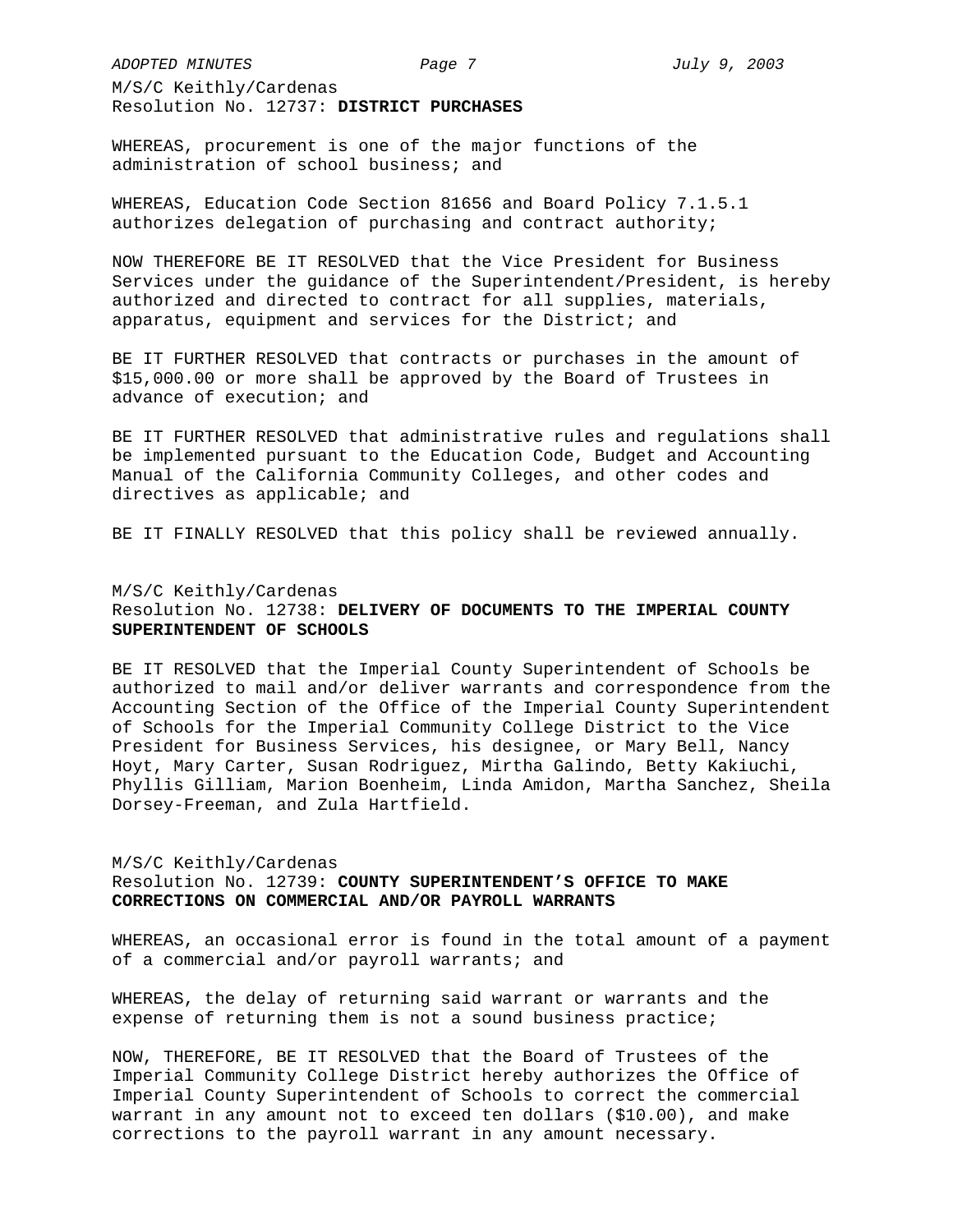M/S/C Keithly/Cardenas
Resolution No. 12737: **DISTRICT PURCHASES**

WHEREAS, procurement is one of the major functions of the administration of school business; and

WHEREAS, Education Code Section 81656 and Board Policy 7.1.5.1 authorizes delegation of purchasing and contract authority;

NOW THEREFORE BE IT RESOLVED that the Vice President for Business Services under the guidance of the Superintendent/President, is hereby authorized and directed to contract for all supplies, materials, apparatus, equipment and services for the District; and

BE IT FURTHER RESOLVED that contracts or purchases in the amount of $15,000.00 or more shall be approved by the Board of Trustees in advance of execution; and

BE IT FURTHER RESOLVED that administrative rules and regulations shall be implemented pursuant to the Education Code, Budget and Accounting Manual of the California Community Colleges, and other codes and directives as applicable; and

BE IT FINALLY RESOLVED that this policy shall be reviewed annually.

M/S/C Keithly/Cardenas
Resolution No. 12738: **DELIVERY OF DOCUMENTS TO THE IMPERIAL COUNTY SUPERINTENDENT OF SCHOOLS**

BE IT RESOLVED that the Imperial County Superintendent of Schools be authorized to mail and/or deliver warrants and correspondence from the Accounting Section of the Office of the Imperial County Superintendent of Schools for the Imperial Community College District to the Vice President for Business Services, his designee, or Mary Bell, Nancy Hoyt, Mary Carter, Susan Rodriguez, Mirtha Galindo, Betty Kakiuchi, Phyllis Gilliam, Marion Boenheim, Linda Amidon, Martha Sanchez, Sheila Dorsey-Freeman, and Zula Hartfield.

M/S/C Keithly/Cardenas
Resolution No. 12739: **COUNTY SUPERINTENDENT'S OFFICE TO MAKE CORRECTIONS ON COMMERCIAL AND/OR PAYROLL WARRANTS**

WHEREAS, an occasional error is found in the total amount of a payment of a commercial and/or payroll warrants; and

WHEREAS, the delay of returning said warrant or warrants and the expense of returning them is not a sound business practice;

NOW, THEREFORE, BE IT RESOLVED that the Board of Trustees of the Imperial Community College District hereby authorizes the Office of Imperial County Superintendent of Schools to correct the commercial warrant in any amount not to exceed ten dollars ($10.00), and make corrections to the payroll warrant in any amount necessary.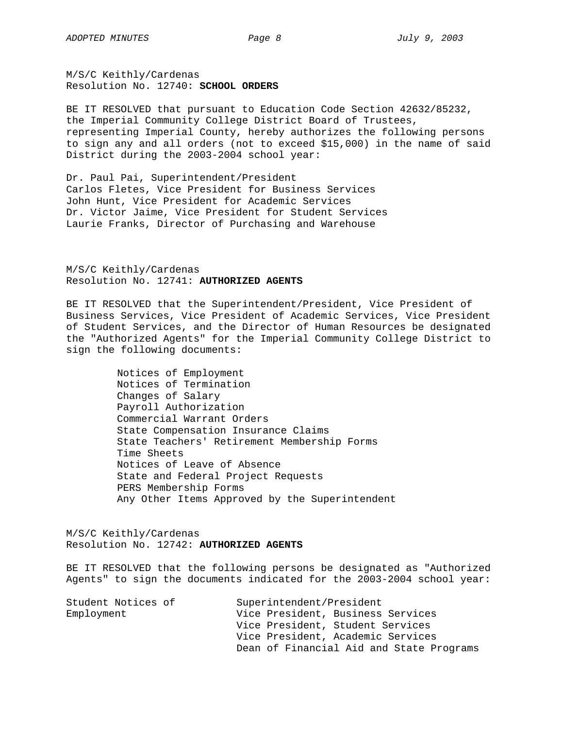M/S/C Keithly/Cardenas
Resolution No. 12740: **SCHOOL ORDERS**

BE IT RESOLVED that pursuant to Education Code Section 42632/85232, the Imperial Community College District Board of Trustees, representing Imperial County, hereby authorizes the following persons to sign any and all orders (not to exceed $15,000) in the name of said District during the 2003-2004 school year:

Dr. Paul Pai, Superintendent/President
Carlos Fletes, Vice President for Business Services
John Hunt, Vice President for Academic Services
Dr. Victor Jaime, Vice President for Student Services
Laurie Franks, Director of Purchasing and Warehouse

M/S/C Keithly/Cardenas
Resolution No. 12741: **AUTHORIZED AGENTS**

BE IT RESOLVED that the Superintendent/President, Vice President of Business Services, Vice President of Academic Services, Vice President of Student Services, and the Director of Human Resources be designated the "Authorized Agents" for the Imperial Community College District to sign the following documents:

- Notices of Employment
- Notices of Termination
- Changes of Salary
- Payroll Authorization
- Commercial Warrant Orders
- State Compensation Insurance Claims
- State Teachers' Retirement Membership Forms
- Time Sheets
- Notices of Leave of Absence
- State and Federal Project Requests
- PERS Membership Forms
- Any Other Items Approved by the Superintendent

M/S/C Keithly/Cardenas
Resolution No. 12742: **AUTHORIZED AGENTS**

BE IT RESOLVED that the following persons be designated as "Authorized Agents" to sign the documents indicated for the 2003-2004 school year:

| Student Notices of Employment | Superintendent/President<br>Vice President, Business Services<br>Vice President, Student Services<br>Vice President, Academic Services<br>Dean of Financial Aid and State Programs |
|---|---|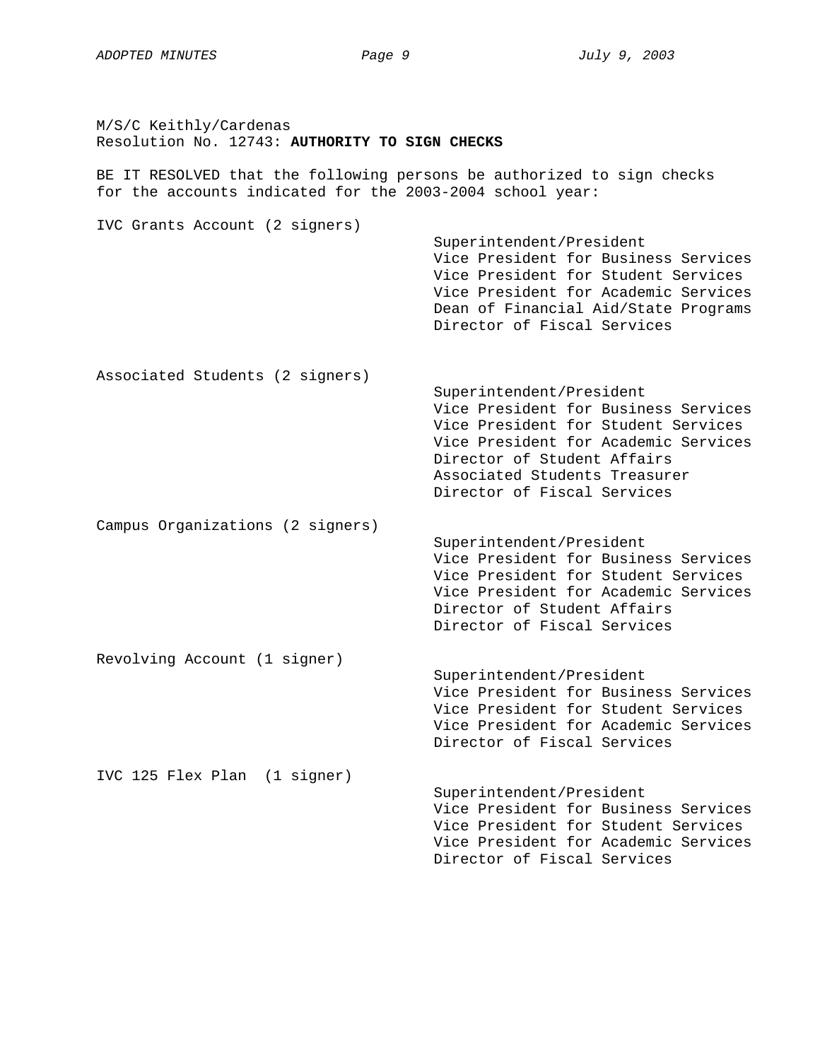M/S/C Keithly/Cardenas
Resolution No. 12743: **AUTHORITY TO SIGN CHECKS**

BE IT RESOLVED that the following persons be authorized to sign checks for the accounts indicated for the 2003-2004 school year:

IVC Grants Account (2 signers)

- Superintendent/President
- Vice President for Business Services
- Vice President for Student Services
- Vice President for Academic Services
- Dean of Financial Aid/State Programs
- Director of Fiscal Services

Associated Students (2 signers)

- Superintendent/President
- Vice President for Business Services
- Vice President for Student Services
- Vice President for Academic Services
- Director of Student Affairs
- Associated Students Treasurer
- Director of Fiscal Services

Campus Organizations (2 signers)

- Superintendent/President
- Vice President for Business Services
- Vice President for Student Services
- Vice President for Academic Services
- Director of Student Affairs
- Director of Fiscal Services

Revolving Account (1 signer)

- Superintendent/President
- Vice President for Business Services
- Vice President for Student Services
- Vice President for Academic Services
- Director of Fiscal Services

IVC 125 Flex Plan (1 signer)

- Superintendent/President
- Vice President for Business Services
- Vice President for Student Services
- Vice President for Academic Services
- Director of Fiscal Services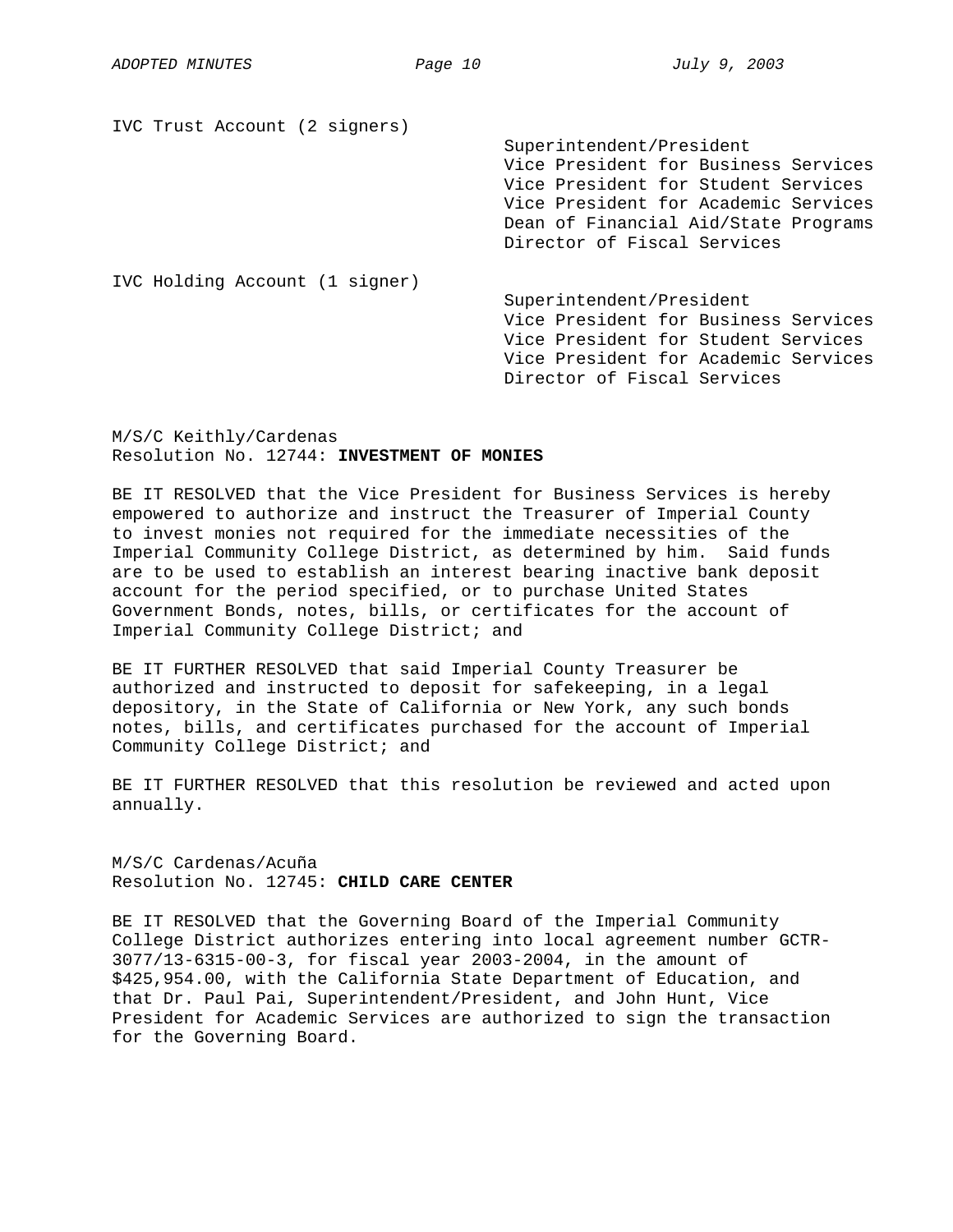IVC Trust Account (2 signers)

- Superintendent/President
- Vice President for Business Services
- Vice President for Student Services
- Vice President for Academic Services
- Dean of Financial Aid/State Programs
- Director of Fiscal Services

IVC Holding Account (1 signer)

- Superintendent/President
- Vice President for Business Services
- Vice President for Student Services
- Vice President for Academic Services
- Director of Fiscal Services

M/S/C Keithly/Cardenas
Resolution No. 12744: **INVESTMENT OF MONIES**

BE IT RESOLVED that the Vice President for Business Services is hereby empowered to authorize and instruct the Treasurer of Imperial County to invest monies not required for the immediate necessities of the Imperial Community College District, as determined by him. Said funds are to be used to establish an interest bearing inactive bank deposit account for the period specified, or to purchase United States Government Bonds, notes, bills, or certificates for the account of Imperial Community College District; and

BE IT FURTHER RESOLVED that said Imperial County Treasurer be authorized and instructed to deposit for safekeeping, in a legal depository, in the State of California or New York, any such bonds notes, bills, and certificates purchased for the account of Imperial Community College District; and

BE IT FURTHER RESOLVED that this resolution be reviewed and acted upon annually.

M/S/C Cardenas/Acuña
Resolution No. 12745: **CHILD CARE CENTER**

BE IT RESOLVED that the Governing Board of the Imperial Community College District authorizes entering into local agreement number GCTR-3077/13-6315-00-3, for fiscal year 2003-2004, in the amount of $425,954.00, with the California State Department of Education, and that Dr. Paul Pai, Superintendent/President, and John Hunt, Vice President for Academic Services are authorized to sign the transaction for the Governing Board.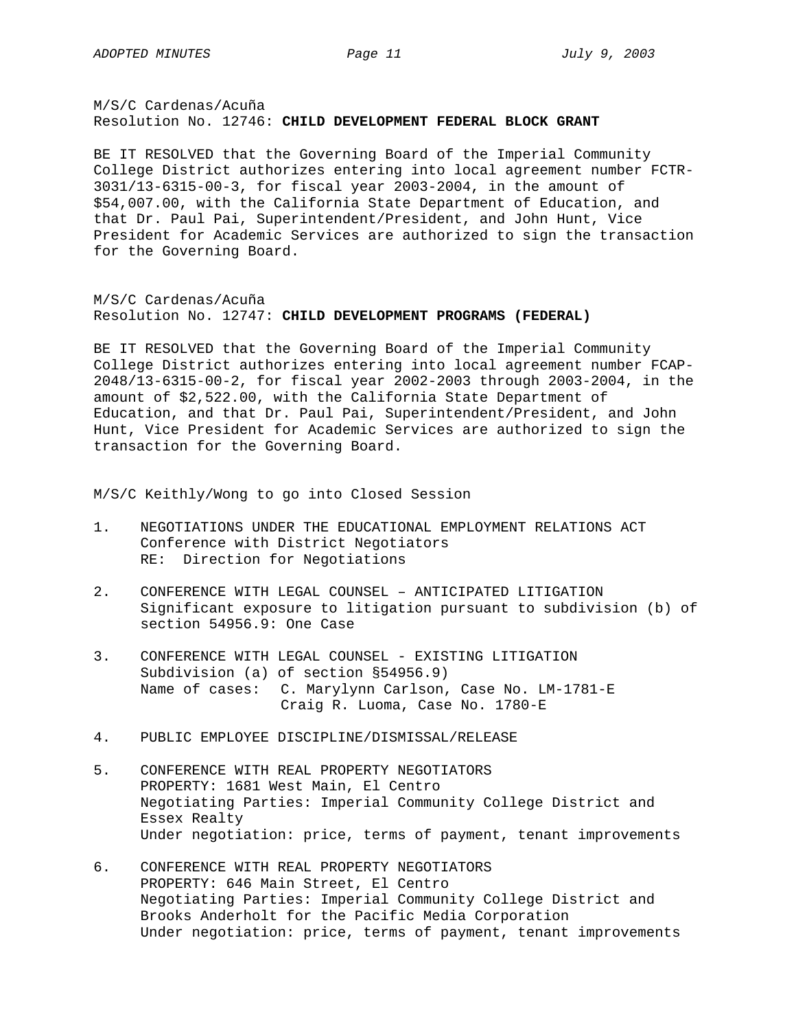M/S/C Cardenas/Acuña
Resolution No. 12746: **CHILD DEVELOPMENT FEDERAL BLOCK GRANT**

BE IT RESOLVED that the Governing Board of the Imperial Community College District authorizes entering into local agreement number FCTR-3031/13-6315-00-3, for fiscal year 2003-2004, in the amount of $54,007.00, with the California State Department of Education, and that Dr. Paul Pai, Superintendent/President, and John Hunt, Vice President for Academic Services are authorized to sign the transaction for the Governing Board.

M/S/C Cardenas/Acuña
Resolution No. 12747: **CHILD DEVELOPMENT PROGRAMS (FEDERAL)**

BE IT RESOLVED that the Governing Board of the Imperial Community College District authorizes entering into local agreement number FCAP-2048/13-6315-00-2, for fiscal year 2002-2003 through 2003-2004, in the amount of $2,522.00, with the California State Department of Education, and that Dr. Paul Pai, Superintendent/President, and John Hunt, Vice President for Academic Services are authorized to sign the transaction for the Governing Board.

M/S/C Keithly/Wong to go into Closed Session

1. NEGOTIATIONS UNDER THE EDUCATIONAL EMPLOYMENT RELATIONS ACT
   Conference with District Negotiators
   RE: Direction for Negotiations

2. CONFERENCE WITH LEGAL COUNSEL – ANTICIPATED LITIGATION
   Significant exposure to litigation pursuant to subdivision (b) of section 54956.9: One Case

3. CONFERENCE WITH LEGAL COUNSEL - EXISTING LITIGATION
   Subdivision (a) of section §54956.9)
   Name of cases: C. Marylynn Carlson, Case No. LM-1781-E
   Craig R. Luoma, Case No. 1780-E

4. PUBLIC EMPLOYEE DISCIPLINE/DISMISSAL/RELEASE

5. CONFERENCE WITH REAL PROPERTY NEGOTIATORS
   PROPERTY: 1681 West Main, El Centro
   Negotiating Parties: Imperial Community College District and Essex Realty
   Under negotiation: price, terms of payment, tenant improvements

6. CONFERENCE WITH REAL PROPERTY NEGOTIATORS
   PROPERTY: 646 Main Street, El Centro
   Negotiating Parties: Imperial Community College District and Brooks Anderholt for the Pacific Media Corporation
   Under negotiation: price, terms of payment, tenant improvements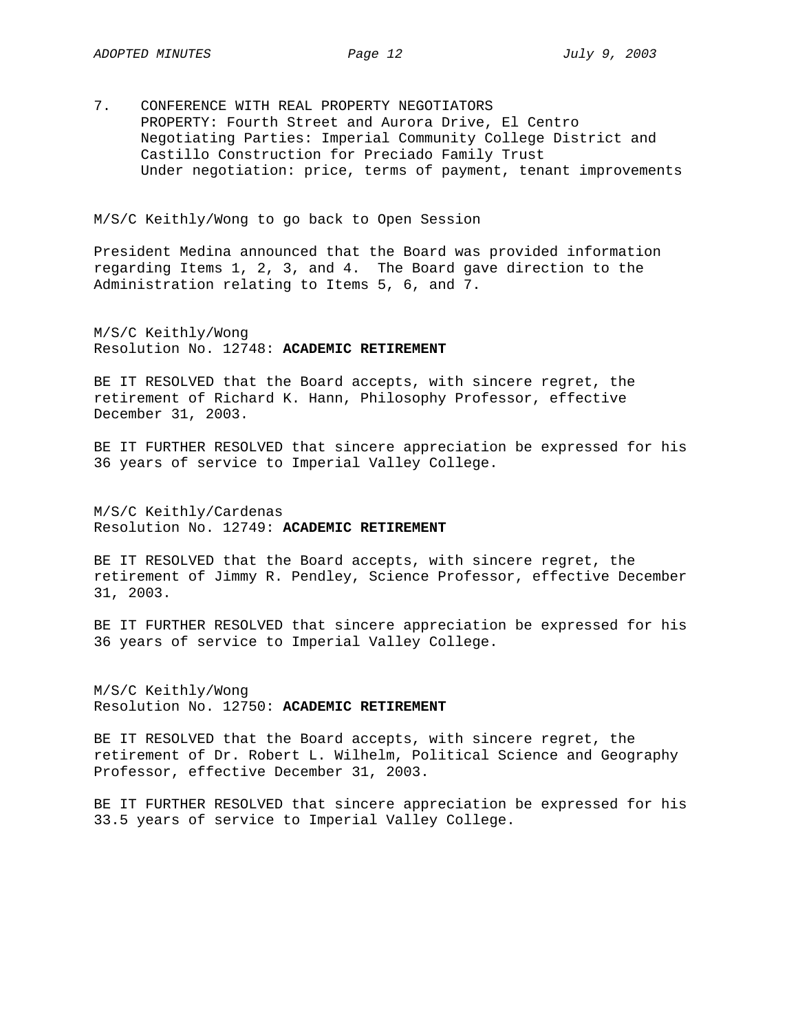7. CONFERENCE WITH REAL PROPERTY NEGOTIATORS
   PROPERTY: Fourth Street and Aurora Drive, El Centro
   Negotiating Parties: Imperial Community College District and Castillo Construction for Preciado Family Trust
   Under negotiation: price, terms of payment, tenant improvements

M/S/C Keithly/Wong to go back to Open Session

President Medina announced that the Board was provided information regarding Items 1, 2, 3, and 4. The Board gave direction to the Administration relating to Items 5, 6, and 7.

M/S/C Keithly/Wong
Resolution No. 12748: **ACADEMIC RETIREMENT**

BE IT RESOLVED that the Board accepts, with sincere regret, the retirement of Richard K. Hann, Philosophy Professor, effective December 31, 2003.

BE IT FURTHER RESOLVED that sincere appreciation be expressed for his 36 years of service to Imperial Valley College.

M/S/C Keithly/Cardenas
Resolution No. 12749: **ACADEMIC RETIREMENT**

BE IT RESOLVED that the Board accepts, with sincere regret, the retirement of Jimmy R. Pendley, Science Professor, effective December 31, 2003.

BE IT FURTHER RESOLVED that sincere appreciation be expressed for his 36 years of service to Imperial Valley College.

M/S/C Keithly/Wong
Resolution No. 12750: **ACADEMIC RETIREMENT**

BE IT RESOLVED that the Board accepts, with sincere regret, the retirement of Dr. Robert L. Wilhelm, Political Science and Geography Professor, effective December 31, 2003.

BE IT FURTHER RESOLVED that sincere appreciation be expressed for his 33.5 years of service to Imperial Valley College.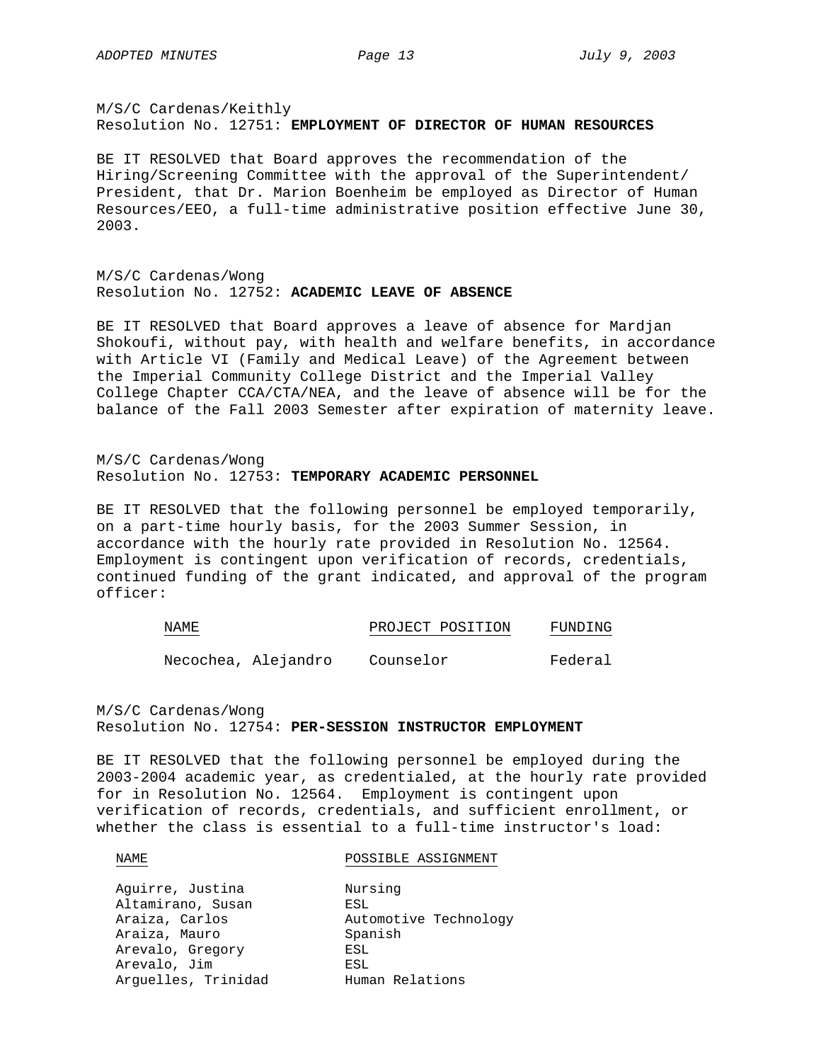M/S/C Cardenas/Keithly
Resolution No. 12751: **EMPLOYMENT OF DIRECTOR OF HUMAN RESOURCES**

BE IT RESOLVED that Board approves the recommendation of the Hiring/Screening Committee with the approval of the Superintendent/ President, that Dr. Marion Boenheim be employed as Director of Human Resources/EEO, a full-time administrative position effective June 30, 2003.

M/S/C Cardenas/Wong
Resolution No. 12752: **ACADEMIC LEAVE OF ABSENCE**

BE IT RESOLVED that Board approves a leave of absence for Mardjan Shokoufi, without pay, with health and welfare benefits, in accordance with Article VI (Family and Medical Leave) of the Agreement between the Imperial Community College District and the Imperial Valley College Chapter CCA/CTA/NEA, and the leave of absence will be for the balance of the Fall 2003 Semester after expiration of maternity leave.

M/S/C Cardenas/Wong
Resolution No. 12753: **TEMPORARY ACADEMIC PERSONNEL**

BE IT RESOLVED that the following personnel be employed temporarily, on a part-time hourly basis, for the 2003 Summer Session, in accordance with the hourly rate provided in Resolution No. 12564. Employment is contingent upon verification of records, credentials, continued funding of the grant indicated, and approval of the program officer:

| NAME | PROJECT POSITION | FUNDING |
|---|---|---|
| Necochea, Alejandro | Counselor | Federal |

M/S/C Cardenas/Wong
Resolution No. 12754: **PER-SESSION INSTRUCTOR EMPLOYMENT**

BE IT RESOLVED that the following personnel be employed during the 2003-2004 academic year, as credentialed, at the hourly rate provided for in Resolution No. 12564. Employment is contingent upon verification of records, credentials, and sufficient enrollment, or whether the class is essential to a full-time instructor's load:

| NAME | POSSIBLE ASSIGNMENT |
|---|---|
| Aguirre, Justina | Nursing |
| Altamirano, Susan | ESL |
| Araiza, Carlos | Automotive Technology |
| Araiza, Mauro | Spanish |
| Arevalo, Gregory | ESL |
| Arevalo, Jim | ESL |
| Arguelles, Trinidad | Human Relations |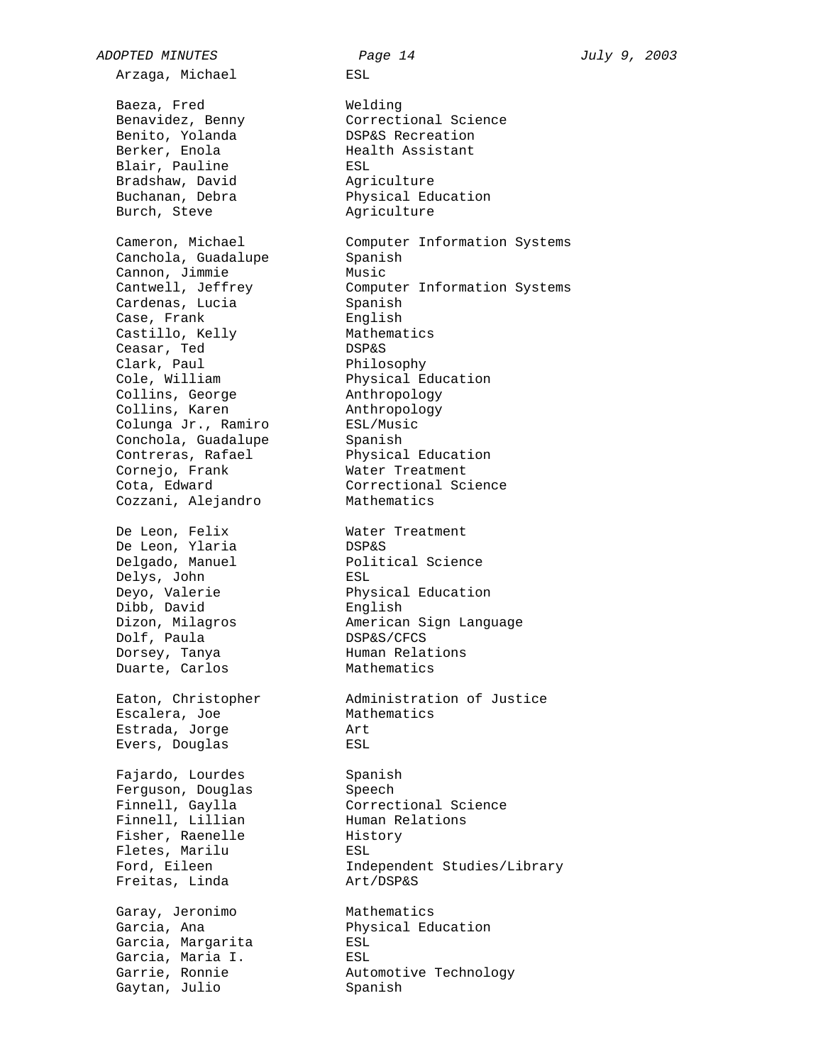| | |
|---|---|
| Arzaga, Michael | ESL |
| | |
| Baeza, Fred | Welding |
| Benavidez, Benny | Correctional Science |
| Benito, Yolanda | DSP&S Recreation |
| Berker, Enola | Health Assistant |
| Blair, Pauline | ESL |
| Bradshaw, David | Agriculture |
| Buchanan, Debra | Physical Education |
| Burch, Steve | Agriculture |
| | |
| Cameron, Michael | Computer Information Systems |
| Canchola, Guadalupe | Spanish |
| Cannon, Jimmie | Music |
| Cantwell, Jeffrey | Computer Information Systems |
| Cardenas, Lucia | Spanish |
| Case, Frank | English |
| Castillo, Kelly | Mathematics |
| Ceasar, Ted | DSP&S |
| Clark, Paul | Philosophy |
| Cole, William | Physical Education |
| Collins, George | Anthropology |
| Collins, Karen | Anthropology |
| Colunga Jr., Ramiro | ESL/Music |
| Conchola, Guadalupe | Spanish |
| Contreras, Rafael | Physical Education |
| Cornejo, Frank | Water Treatment |
| Cota, Edward | Correctional Science |
| Cozzani, Alejandro | Mathematics |
| | |
| De Leon, Felix | Water Treatment |
| De Leon, Ylaria | DSP&S |
| Delgado, Manuel | Political Science |
| Delys, John | ESL |
| Deyo, Valerie | Physical Education |
| Dibb, David | English |
| Dizon, Milagros | American Sign Language |
| Dolf, Paula | DSP&S/CFCS |
| Dorsey, Tanya | Human Relations |
| Duarte, Carlos | Mathematics |
| | |
| Eaton, Christopher | Administration of Justice |
| Escalera, Joe | Mathematics |
| Estrada, Jorge | Art |
| Evers, Douglas | ESL |
| | |
| Fajardo, Lourdes | Spanish |
| Ferguson, Douglas | Speech |
| Finnell, Gaylla | Correctional Science |
| Finnell, Lillian | Human Relations |
| Fisher, Raenelle | History |
| Fletes, Marilu | ESL |
| Ford, Eileen | Independent Studies/Library |
| Freitas, Linda | Art/DSP&S |
| | |
| Garay, Jeronimo | Mathematics |
| Garcia, Ana | Physical Education |
| Garcia, Margarita | ESL |
| Garcia, Maria I. | ESL |
| Garrie, Ronnie | Automotive Technology |
| Gaytan, Julio | Spanish |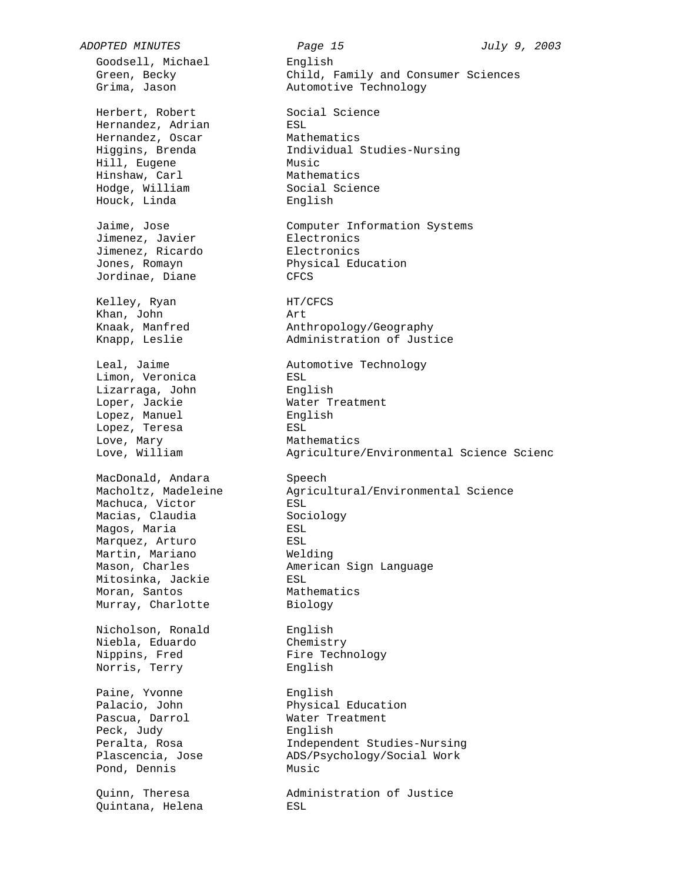| | |
|---|---|
| Goodsell, Michael | English |
| Green, Becky | Child, Family and Consumer Sciences |
| Grima, Jason | Automotive Technology |
| | |
| Herbert, Robert | Social Science |
| Hernandez, Adrian | ESL |
| Hernandez, Oscar | Mathematics |
| Higgins, Brenda | Individual Studies-Nursing |
| Hill, Eugene | Music |
| Hinshaw, Carl | Mathematics |
| Hodge, William | Social Science |
| Houck, Linda | English |
| | |
| Jaime, Jose | Computer Information Systems |
| Jimenez, Javier | Electronics |
| Jimenez, Ricardo | Electronics |
| Jones, Romayn | Physical Education |
| Jordinae, Diane | CFCS |
| | |
| Kelley, Ryan | HT/CFCS |
| Khan, John | Art |
| Knaak, Manfred | Anthropology/Geography |
| Knapp, Leslie | Administration of Justice |
| | |
| Leal, Jaime | Automotive Technology |
| Limon, Veronica | ESL |
| Lizarraga, John | English |
| Loper, Jackie | Water Treatment |
| Lopez, Manuel | English |
| Lopez, Teresa | ESL |
| Love, Mary | Mathematics |
| Love, William | Agriculture/Environmental Science Scienc |
| | |
| MacDonald, Andara | Speech |
| Macholtz, Madeleine | Agricultural/Environmental Science |
| Machuca, Victor | ESL |
| Macias, Claudia | Sociology |
| Magos, Maria | ESL |
| Marquez, Arturo | ESL |
| Martin, Mariano | Welding |
| Mason, Charles | American Sign Language |
| Mitosinka, Jackie | ESL |
| Moran, Santos | Mathematics |
| Murray, Charlotte | Biology |
| | |
| Nicholson, Ronald | English |
| Niebla, Eduardo | Chemistry |
| Nippins, Fred | Fire Technology |
| Norris, Terry | English |
| | |
| Paine, Yvonne | English |
| Palacio, John | Physical Education |
| Pascua, Darrol | Water Treatment |
| Peck, Judy | English |
| Peralta, Rosa | Independent Studies-Nursing |
| Plascencia, Jose | ADS/Psychology/Social Work |
| Pond, Dennis | Music |
| | |
| Quinn, Theresa | Administration of Justice |
| Quintana, Helena | ESL |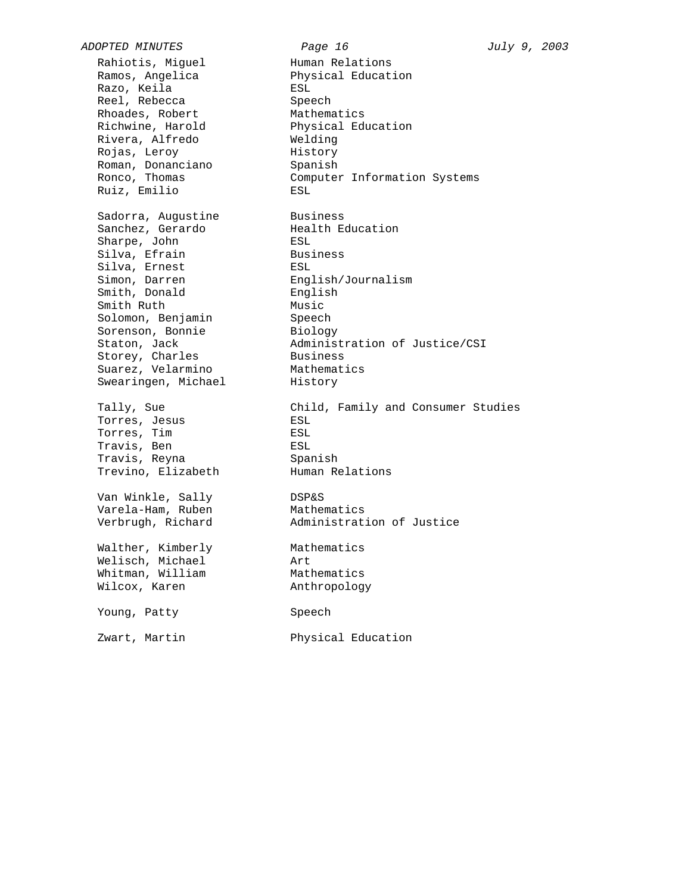| | |
|---|---|
| Rahiotis, Miguel | Human Relations |
| Ramos, Angelica | Physical Education |
| Razo, Keila | ESL |
| Reel, Rebecca | Speech |
| Rhoades, Robert | Mathematics |
| Richwine, Harold | Physical Education |
| Rivera, Alfredo | Welding |
| Rojas, Leroy | History |
| Roman, Donanciano | Spanish |
| Ronco, Thomas | Computer Information Systems |
| Ruiz, Emilio | ESL |
| | |
| Sadorra, Augustine | Business |
| Sanchez, Gerardo | Health Education |
| Sharpe, John | ESL |
| Silva, Efrain | Business |
| Silva, Ernest | ESL |
| Simon, Darren | English/Journalism |
| Smith, Donald | English |
| Smith Ruth | Music |
| Solomon, Benjamin | Speech |
| Sorenson, Bonnie | Biology |
| Staton, Jack | Administration of Justice/CSI |
| Storey, Charles | Business |
| Suarez, Velarmino | Mathematics |
| Swearingen, Michael | History |
| | |
| Tally, Sue | Child, Family and Consumer Studies |
| Torres, Jesus | ESL |
| Torres, Tim | ESL |
| Travis, Ben | ESL |
| Travis, Reyna | Spanish |
| Trevino, Elizabeth | Human Relations |
| | |
| Van Winkle, Sally | DSP&S |
| Varela-Ham, Ruben | Mathematics |
| Verbrugh, Richard | Administration of Justice |
| | |
| Walther, Kimberly | Mathematics |
| Welisch, Michael | Art |
| Whitman, William | Mathematics |
| Wilcox, Karen | Anthropology |
| | |
| Young, Patty | Speech |
| | |
| Zwart, Martin | Physical Education |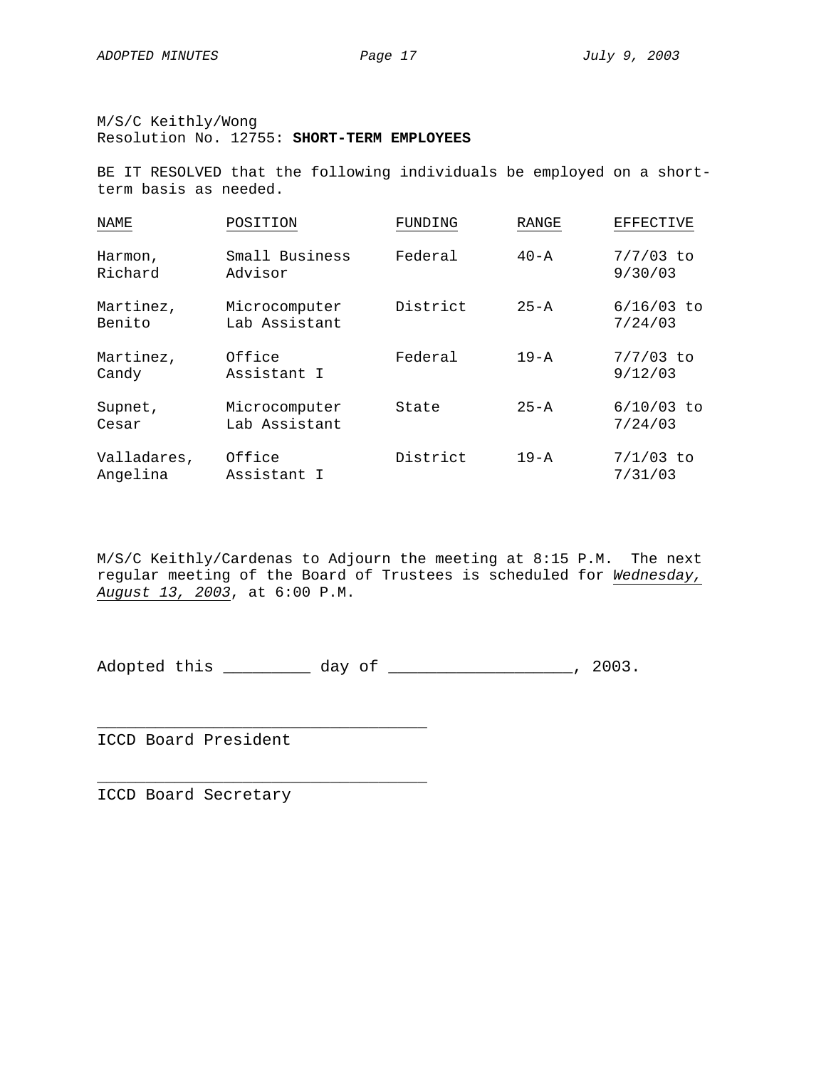M/S/C Keithly/Wong
Resolution No. 12755: **SHORT-TERM EMPLOYEES**

BE IT RESOLVED that the following individuals be employed on a short-term basis as needed.

| NAME | POSITION | FUNDING | RANGE | EFFECTIVE |
|---|---|---|---|---|
| Harmon, Richard | Small Business Advisor | Federal | 40-A | 7/7/03 to 9/30/03 |
| Martinez, Benito | Microcomputer Lab Assistant | District | 25-A | 6/16/03 to 7/24/03 |
| Martinez, Candy | Office Assistant I | Federal | 19-A | 7/7/03 to 9/12/03 |
| Supnet, Cesar | Microcomputer Lab Assistant | State | 25-A | 6/10/03 to 7/24/03 |
| Valladares, Angelina | Office Assistant I | District | 19-A | 7/1/03 to 7/31/03 |

M/S/C Keithly/Cardenas to Adjourn the meeting at 8:15 P.M. The next regular meeting of the Board of Trustees is scheduled for *Wednesday, August 13, 2003*, at 6:00 P.M.

Adopted this _________ day of ___________________, 2003.

__________________________________
ICCD Board President

__________________________________
ICCD Board Secretary